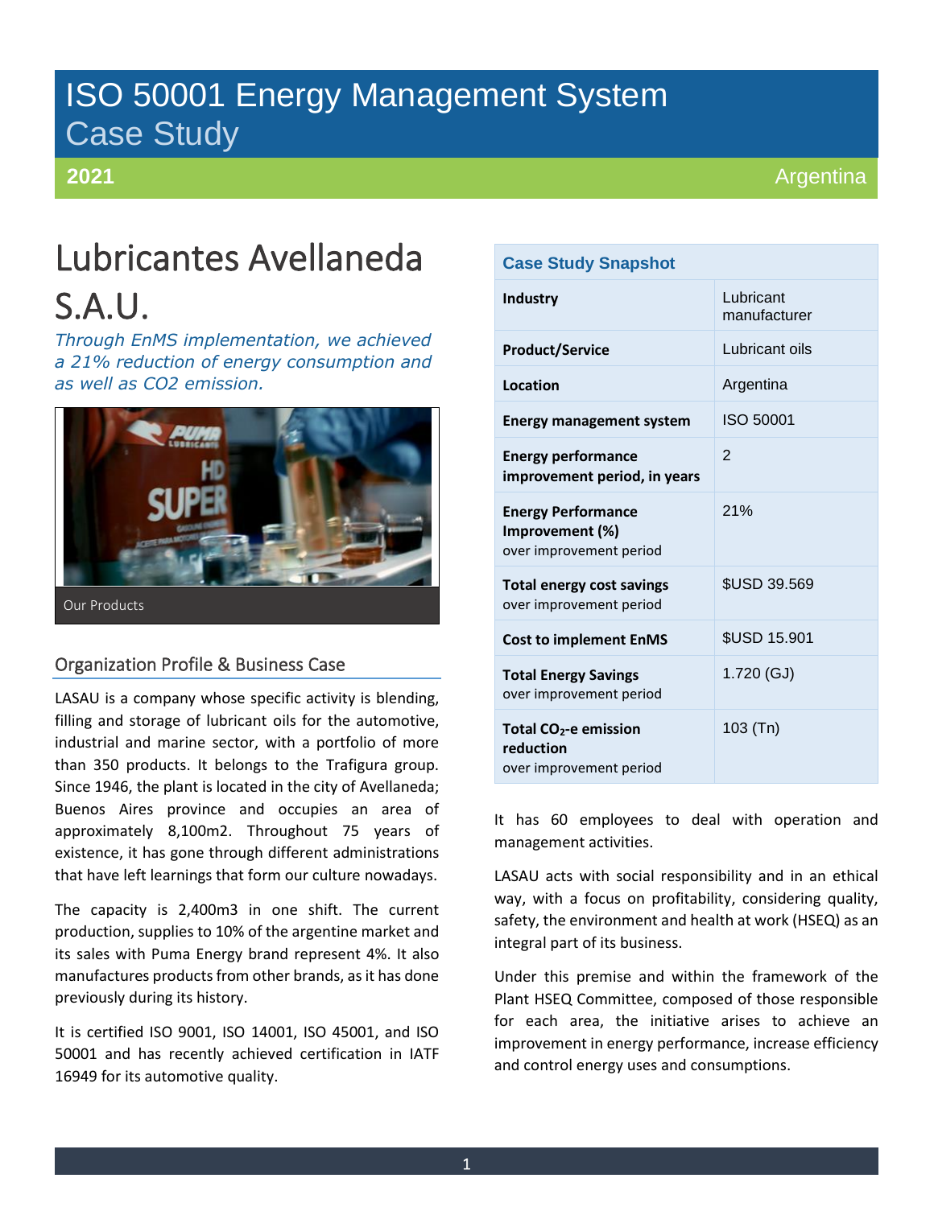# ISO 50001 Energy Management System Case Study

**2021** Argentina

# Lubricantes Avellaneda S.A.U.

*Through EnMS implementation, we achieved a 21% reduction of energy consumption and as well as CO2 emission.*

Our Products

## Organization Profile & Business Case

LASAU is a company whose specific activity is blending, filling and storage of lubricant oils for the automotive, industrial and marine sector, with a portfolio of more than 350 products. It belongs to the Trafigura group. Since 1946, the plant is located in the city of Avellaneda; Buenos Aires province and occupies an area of approximately 8,100m2. Throughout 75 years of existence, it has gone through different administrations that have left learnings that form our culture nowadays.

The capacity is 2,400m3 in one shift. The current production, supplies to 10% of the argentine market and its sales with Puma Energy brand represent 4%. It also manufactures products from other brands, as it has done previously during its history.

It is certified ISO 9001, ISO 14001, ISO 45001, and ISO 50001 and has recently achieved certification in IATF 16949 for its automotive quality.

| Case Study Snapshot | |
|---|---|
| **Industry** | Lubricant manufacturer |
| **Product/Service** | Lubricant oils |
| **Location** | Argentina |
| **Energy management system** | ISO 50001 |
| **Energy performance improvement period, in years** | 2 |
| **Energy Performance Improvement (%)** over improvement period | 21% |
| **Total energy cost savings** over improvement period | $USD 39.569 |
| **Cost to implement EnMS** | $USD 15.901 |
| **Total Energy Savings** over improvement period | 1.720 (GJ) |
| **Total $CO_2$-e emission reduction** over improvement period | 103 (Tn) |

It has 60 employees to deal with operation and management activities.

LASAU acts with social responsibility and in an ethical way, with a focus on profitability, considering quality, safety, the environment and health at work (HSEQ) as an integral part of its business.

Under this premise and within the framework of the Plant HSEQ Committee, composed of those responsible for each area, the initiative arises to achieve an improvement in energy performance, increase efficiency and control energy uses and consumptions.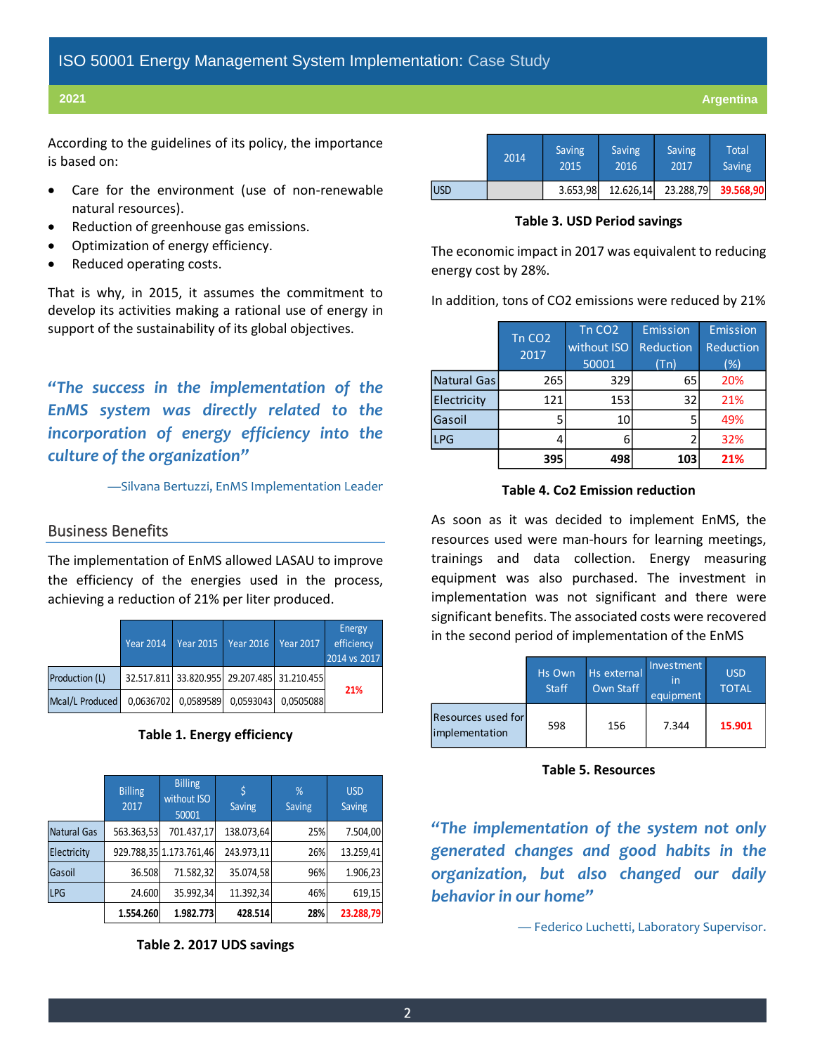According to the guidelines of its policy, the importance is based on:

- Care for the environment (use of non-renewable natural resources).
- Reduction of greenhouse gas emissions.
- Optimization of energy efficiency.
- Reduced operating costs.

That is why, in 2015, it assumes the commitment to develop its activities making a rational use of energy in support of the sustainability of its global objectives.

*"The success in the implementation of the EnMS system was directly related to the incorporation of energy efficiency into the culture of the organization"*

—Silvana Bertuzzi, EnMS Implementation Leader

## Business Benefits

The implementation of EnMS allowed LASAU to improve the efficiency of the energies used in the process, achieving a reduction of 21% per liter produced.

| | Year 2014 | Year 2015 | Year 2016 | Year 2017 | Energy efficiency 2014 vs 2017 |
|---|---|---|---|---|---|
| Production (L) | 32.517.811 | 33.820.955 | 29.207.485 | 31.210.455 | 21% |
| Mcal/L Produced | 0,0636702 | 0,0589589 | 0,0593043 | 0,0505088 | |

**Table 1. Energy efficiency**

| | Billing 2017 | Billing without ISO 50001 | $ Saving | % Saving | USD Saving |
|---|---|---|---|---|---|
| Natural Gas | 563.363,53 | 701.437,17 | 138.073,64 | 25% | 7.504,00 |
| Electricity | 929.788,35 | 1.173.761,46 | 243.973,11 | 26% | 13.259,41 |
| Gasoil | 36.508 | 71.582,32 | 35.074,58 | 96% | 1.906,23 |
| LPG | 24.600 | 35.992,34 | 11.392,34 | 46% | 619,15 |
| | **1.554.260** | **1.982.773** | **428.514** | **28%** | **23.288,79** |

**Table 2. 2017 UDS savings**

| | 2014 | Saving 2015 | Saving 2016 | Saving 2017 | Total Saving |
|---|---|---|---|---|---|
| USD | | 3.653,98 | 12.626,14 | 23.288,79 | **39.568,90** |

**Table 3. USD Period savings**

The economic impact in 2017 was equivalent to reducing energy cost by 28%.

In addition, tons of CO2 emissions were reduced by 21%

| | Tn CO2 2017 | Tn CO2 without ISO 50001 | Emission Reduction (Tn) | Emission Reduction (%) |
|---|---|---|---|---|
| Natural Gas | 265 | 329 | 65 | 20% |
| Electricity | 121 | 153 | 32 | 21% |
| Gasoil | 5 | 10 | 5 | 49% |
| LPG | 4 | 6 | 2 | 32% |
| | **395** | **498** | **103** | **21%** |

**Table 4. Co2 Emission reduction**

As soon as it was decided to implement EnMS, the resources used were man-hours for learning meetings, trainings and data collection. Energy measuring equipment was also purchased. The investment in implementation was not significant and there were significant benefits. The associated costs were recovered in the second period of implementation of the EnMS

| | Hs Own Staff | Hs external Own Staff | Investment in equipment | USD TOTAL |
|---|---|---|---|---|
| Resources used for implementation | 598 | 156 | 7.344 | **15.901** |

**Table 5. Resources**

*"The implementation of the system not only generated changes and good habits in the organization, but also changed our daily behavior in our home"*

— Federico Luchetti, Laboratory Supervisor.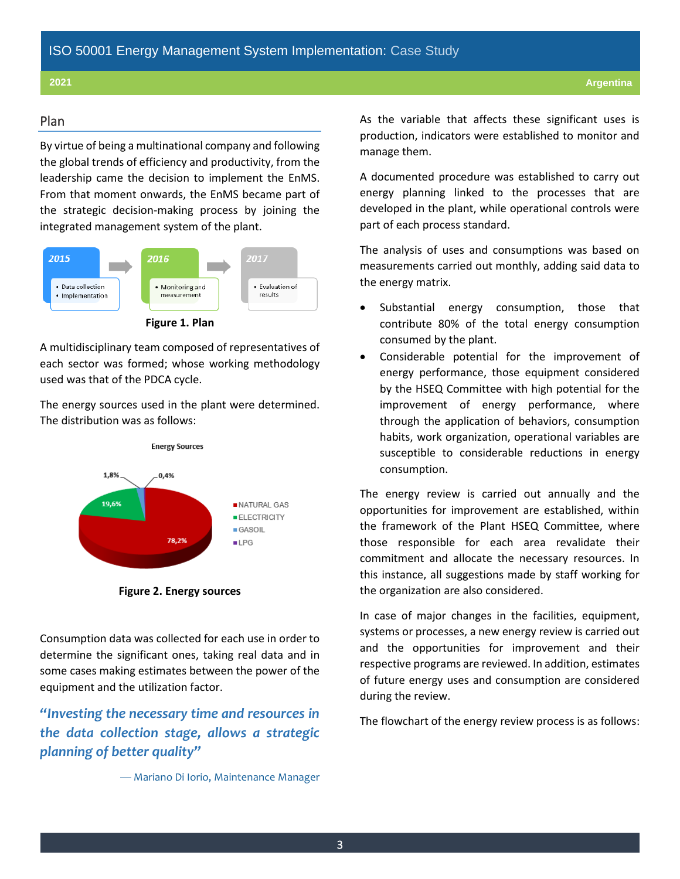## Plan

By virtue of being a multinational company and following the global trends of efficiency and productivity, from the leadership came the decision to implement the EnMS. From that moment onwards, the EnMS became part of the strategic decision-making process by joining the integrated management system of the plant.

2015
- Data collection
- Implementation

2016
- Monitoring and measurement

2017
- Evaluation of results

**Figure 1. Plan**

A multidisciplinary team composed of representatives of each sector was formed; whose working methodology used was that of the PDCA cycle.

The energy sources used in the plant were determined. The distribution was as follows:

Energy Sources

1,8%
0,4%
19,6%
78,2%

NATURAL GAS
ELECTRICITY
GASOIL
LPG

**Figure 2. Energy sources**

Consumption data was collected for each use in order to determine the significant ones, taking real data and in some cases making estimates between the power of the equipment and the utilization factor.

> ***"Investing the necessary time and resources in the data collection stage, allows a strategic planning of better quality"***
>
> — Mariano Di Iorio, Maintenance Manager

As the variable that affects these significant uses is production, indicators were established to monitor and manage them.

A documented procedure was established to carry out energy planning linked to the processes that are developed in the plant, while operational controls were part of each process standard.

The analysis of uses and consumptions was based on measurements carried out monthly, adding said data to the energy matrix.

- Substantial energy consumption, those that contribute 80% of the total energy consumption consumed by the plant.
- Considerable potential for the improvement of energy performance, those equipment considered by the HSEQ Committee with high potential for the improvement of energy performance, where through the application of behaviors, consumption habits, work organization, operational variables are susceptible to considerable reductions in energy consumption.

The energy review is carried out annually and the opportunities for improvement are established, within the framework of the Plant HSEQ Committee, where those responsible for each area revalidate their commitment and allocate the necessary resources. In this instance, all suggestions made by staff working for the organization are also considered.

In case of major changes in the facilities, equipment, systems or processes, a new energy review is carried out and the opportunities for improvement and their respective programs are reviewed. In addition, estimates of future energy uses and consumption are considered during the review.

The flowchart of the energy review process is as follows: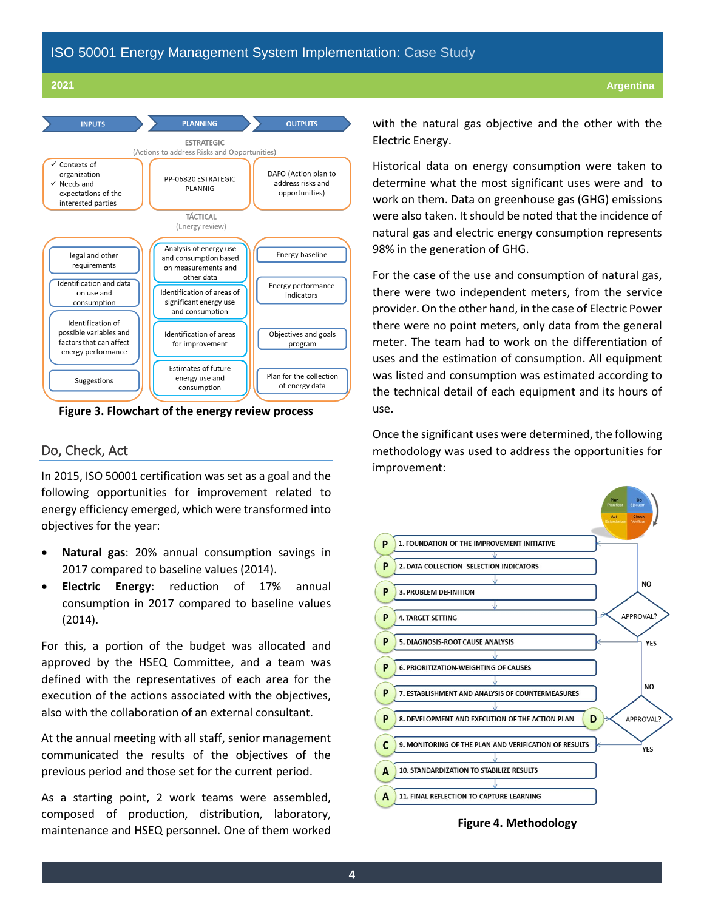INPUTS
PLANNING
OUTPUTS

ESTRATEGIC
(Actions to address Risks and Opportunities)

✓ Contexts of organization
✓ Needs and expectations of the interested parties

PP-06820 ESTRATEGIC PLANNIG

DAFO (Action plan to address risks and opportunities)

TÁCTICAL
(Energy review)

legal and other requirements

Identification and data on use and consumption

Identification of possible variables and factors that can affect energy performance

Suggestions

Analysis of energy use and consumption based on measurements and other data

Identification of areas of significant energy use and consumption

Identification of areas for improvement

Estimates of future energy use and consumption

Energy baseline

Energy performance indicators

Objectives and goals program

Plan for the collection of energy data

**Figure 3. Flowchart of the energy review process**

## Do, Check, Act

In 2015, ISO 50001 certification was set as a goal and the following opportunities for improvement related to energy efficiency emerged, which were transformed into objectives for the year:

- **Natural gas**: 20% annual consumption savings in 2017 compared to baseline values (2014).
- **Electric Energy**: reduction of 17% annual consumption in 2017 compared to baseline values (2014).

For this, a portion of the budget was allocated and approved by the HSEQ Committee, and a team was defined with the representatives of each area for the execution of the actions associated with the objectives, also with the collaboration of an external consultant.

At the annual meeting with all staff, senior management communicated the results of the objectives of the previous period and those set for the current period.

As a starting point, 2 work teams were assembled, composed of production, distribution, laboratory, maintenance and HSEQ personnel. One of them worked with the natural gas objective and the other with the Electric Energy.

Historical data on energy consumption were taken to determine what the most significant uses were and to work on them. Data on greenhouse gas (GHG) emissions were also taken. It should be noted that the incidence of natural gas and electric energy consumption represents 98% in the generation of GHG.

For the case of the use and consumption of natural gas, there were two independent meters, from the service provider. On the other hand, in the case of Electric Power there were no point meters, only data from the general meter. The team had to work on the differentiation of uses and the estimation of consumption. All equipment was listed and consumption was estimated according to the technical detail of each equipment and its hours of use.

Once the significant uses were determined, the following methodology was used to address the opportunities for improvement:

Plan Planificar
Do Ejecutar
Act Estandarizar
Check Verificar

P 1. FOUNDATION OF THE IMPROVEMENT INITIATIVE
P 2. DATA COLLECTION- SELECTION INDICATORS
P 3. PROBLEM DEFINITION
P 4. TARGET SETTING
P 5. DIAGNOSIS-ROOT CAUSE ANALYSIS
P 6. PRIORITIZATION-WEIGHTING OF CAUSES
P 7. ESTABLISHMENT AND ANALYSIS OF COUNTERMEASURES
P 8. DEVELOPMENT AND EXECUTION OF THE ACTION PLAN D
C 9. MONITORING OF THE PLAN AND VERIFICATION OF RESULTS
A 10. STANDARDIZATION TO STABILIZE RESULTS
A 11. FINAL REFLECTION TO CAPTURE LEARNING

APPROVAL?
NO
YES
APPROVAL?
NO
YES

**Figure 4. Methodology**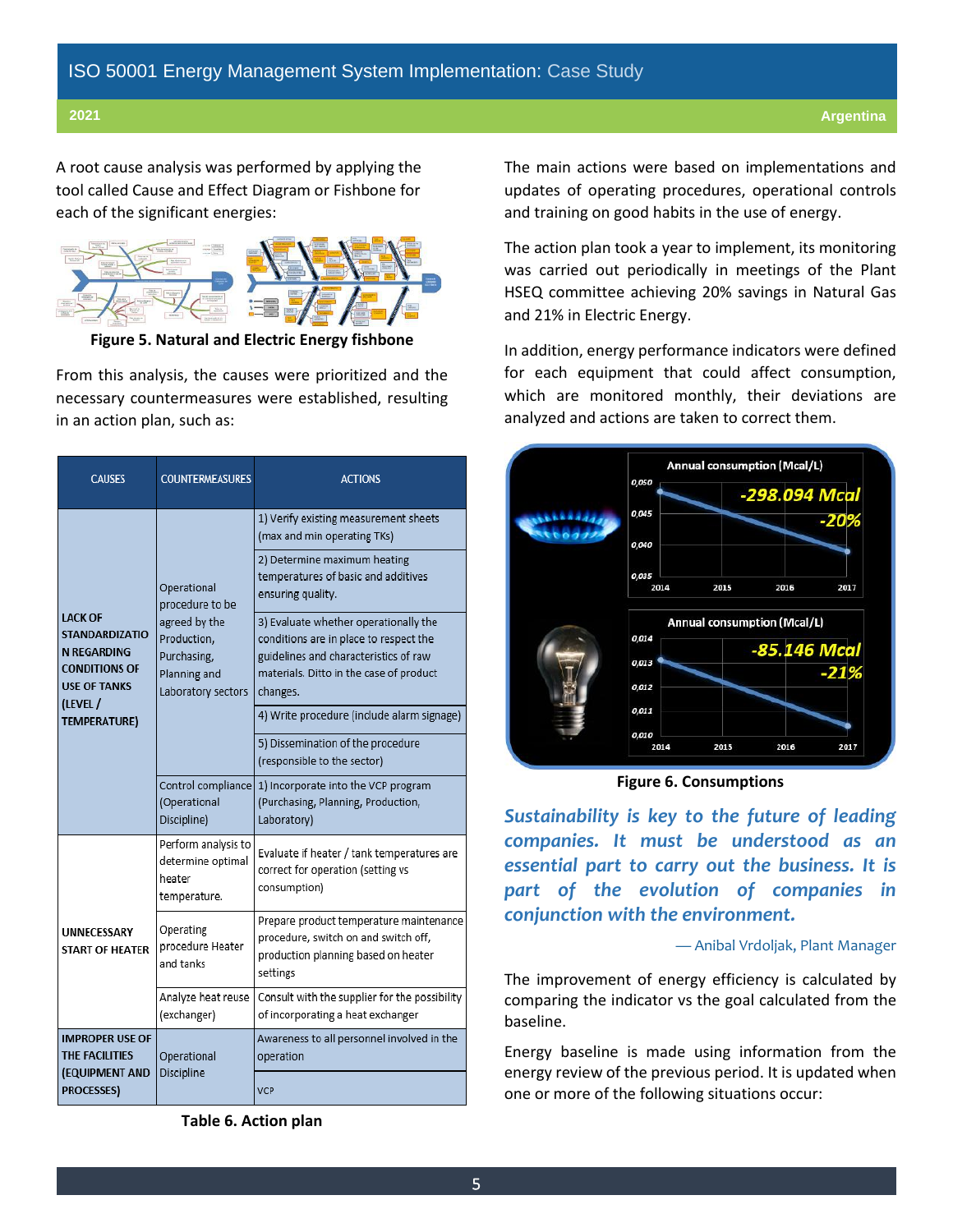A root cause analysis was performed by applying the tool called Cause and Effect Diagram or Fishbone for each of the significant energies:

**Figure 5. Natural and Electric Energy fishbone**

From this analysis, the causes were prioritized and the necessary countermeasures were established, resulting in an action plan, such as:

| CAUSES | COUNTERMEASURES | ACTIONS |
|---|---|---|
| **LACK OF STANDARDIZATION REGARDING CONDITIONS OF USE OF TANKS (LEVEL / TEMPERATURE)** | Operational procedure to be agreed by the Production, Purchasing, Planning and Laboratory sectors | 1) Verify existing measurement sheets (max and min operating TKs) |
| | | 2) Determine maximum heating temperatures of basic and additives ensuring quality. |
| | | 3) Evaluate whether operationally the conditions are in place to respect the guidelines and characteristics of raw materials. Ditto in the case of product changes. |
| | | 4) Write procedure (include alarm signage) |
| | | 5) Dissemination of the procedure (responsible to the sector) |
| | Control compliance (Operational Discipline) | 1) Incorporate into the VCP program (Purchasing, Planning, Production, Laboratory) |
| **UNNECESSARY START OF HEATER** | Perform analysis to determine optimal heater temperature. | Evaluate if heater / tank temperatures are correct for operation (setting vs consumption) |
| | Operating procedure Heater and tanks | Prepare product temperature maintenance procedure, switch on and switch off, production planning based on heater settings |
| | Analyze heat reuse (exchanger) | Consult with the supplier for the possibility of incorporating a heat exchanger |
| **IMPROPER USE OF THE FACILITIES (EQUIPMENT AND PROCESSES)** | Operational Discipline | Awareness to all personnel involved in the operation |
| | | VCP |

**Table 6. Action plan**

The main actions were based on implementations and updates of operating procedures, operational controls and training on good habits in the use of energy.

The action plan took a year to implement, its monitoring was carried out periodically in meetings of the Plant HSEQ committee achieving 20% savings in Natural Gas and 21% in Electric Energy.

In addition, energy performance indicators were defined for each equipment that could affect consumption, which are monitored monthly, their deviations are analyzed and actions are taken to correct them.

Annual consumption (Mcal/L)
0,050
0,045
0,040
0,035
2014 2015 2016 2017
-298.094 Mcal
-20%

Annual consumption (Mcal/L)
0,014
0,013
0,012
0,011
0,010
2014 2015 2016 2017
-85.146 Mcal
-21%

**Figure 6. Consumptions**

***Sustainability is key to the future of leading companies. It must be understood as an essential part to carry out the business. It is part of the evolution of companies in conjunction with the environment.***

— Anibal Vrdoljak, Plant Manager

The improvement of energy efficiency is calculated by comparing the indicator vs the goal calculated from the baseline.

Energy baseline is made using information from the energy review of the previous period. It is updated when one or more of the following situations occur: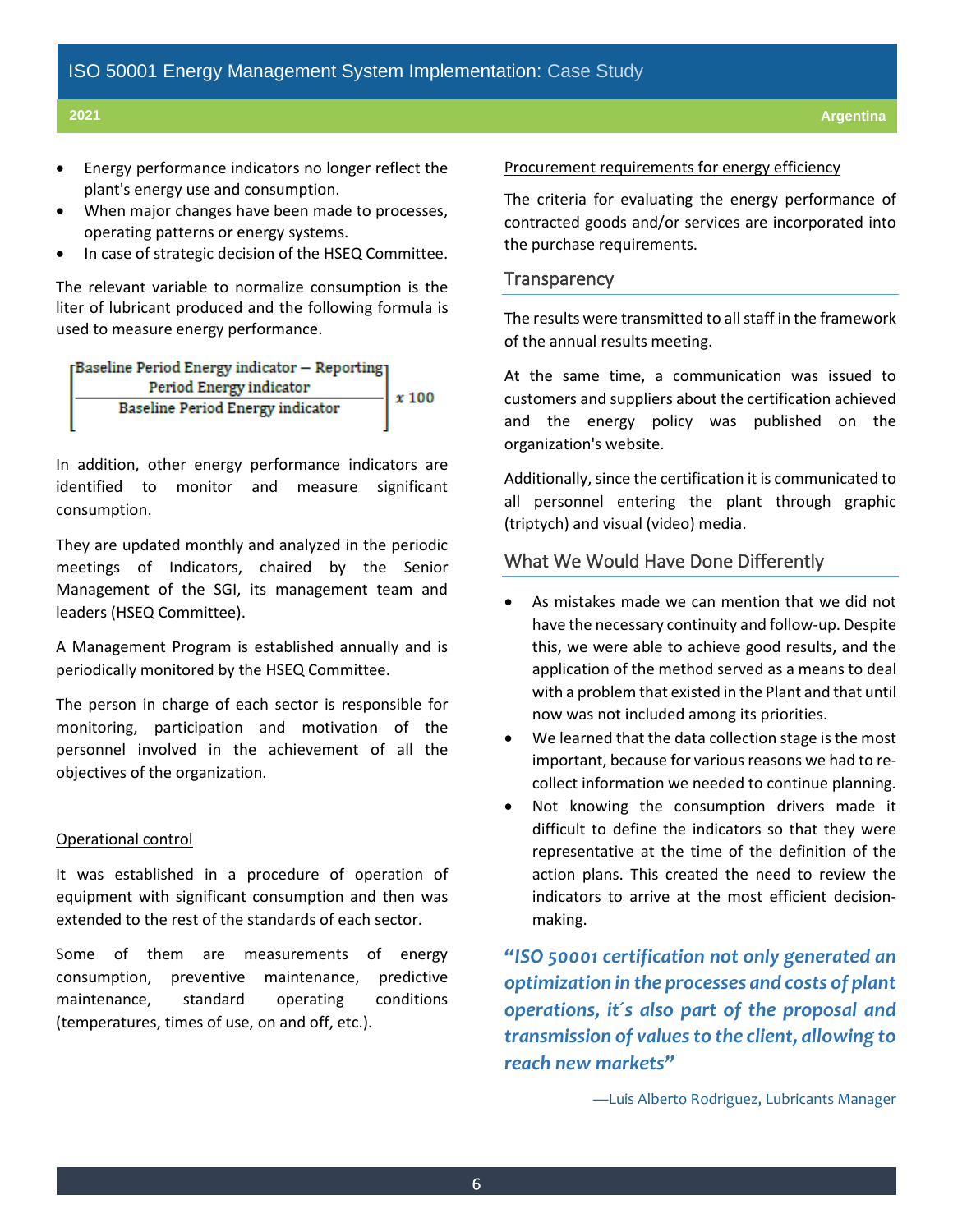- Energy performance indicators no longer reflect the plant's energy use and consumption.
- When major changes have been made to processes, operating patterns or energy systems.
- In case of strategic decision of the HSEQ Committee.

The relevant variable to normalize consumption is the liter of lubricant produced and the following formula is used to measure energy performance.

$$\left[\frac{\text{Baseline Period Energy indicator} - \text{Reporting Period Energy indicator}}{\text{Baseline Period Energy indicator}}\right] x\ 100$$

In addition, other energy performance indicators are identified to monitor and measure significant consumption.

They are updated monthly and analyzed in the periodic meetings of Indicators, chaired by the Senior Management of the SGI, its management team and leaders (HSEQ Committee).

A Management Program is established annually and is periodically monitored by the HSEQ Committee.

The person in charge of each sector is responsible for monitoring, participation and motivation of the personnel involved in the achievement of all the objectives of the organization.

<u>Operational control</u>

It was established in a procedure of operation of equipment with significant consumption and then was extended to the rest of the standards of each sector.

Some of them are measurements of energy consumption, preventive maintenance, predictive maintenance, standard operating conditions (temperatures, times of use, on and off, etc.).

<u>Procurement requirements for energy efficiency</u>

The criteria for evaluating the energy performance of contracted goods and/or services are incorporated into the purchase requirements.

## Transparency

The results were transmitted to all staff in the framework of the annual results meeting.

At the same time, a communication was issued to customers and suppliers about the certification achieved and the energy policy was published on the organization's website.

Additionally, since the certification it is communicated to all personnel entering the plant through graphic (triptych) and visual (video) media.

## What We Would Have Done Differently

- As mistakes made we can mention that we did not have the necessary continuity and follow-up. Despite this, we were able to achieve good results, and the application of the method served as a means to deal with a problem that existed in the Plant and that until now was not included among its priorities.
- We learned that the data collection stage is the most important, because for various reasons we had to re-collect information we needed to continue planning.
- Not knowing the consumption drivers made it difficult to define the indicators so that they were representative at the time of the definition of the action plans. This created the need to review the indicators to arrive at the most efficient decision-making.

***"ISO 50001 certification not only generated an optimization in the processes and costs of plant operations, it´s also part of the proposal and transmission of values to the client, allowing to reach new markets"***

—Luis Alberto Rodriguez, Lubricants Manager